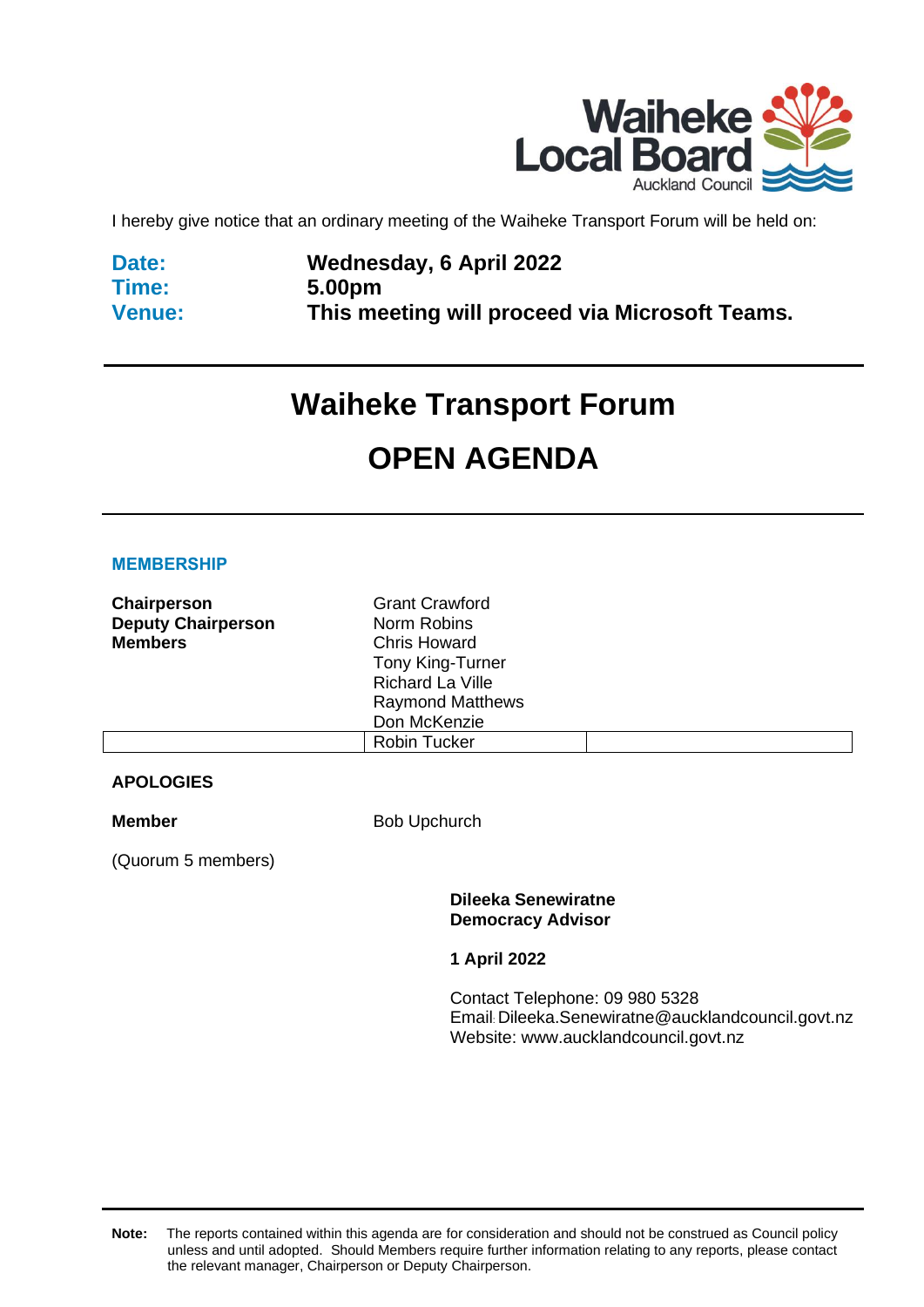I hereby give notice that an ordinary meeting of the Waiheke Transport Forum will be held on:

**Date:** **Wednesday, 6 April 2022**
**Time:** **5.00pm**
**Venue:** **This meeting will proceed via Microsoft Teams.**

# Waiheke Transport Forum

# OPEN AGENDA

## MEMBERSHIP

| | |
|---|---|
| **Chairperson** | Grant Crawford |
| **Deputy Chairperson** | Norm Robins |
| **Members** | Chris Howard |
| | Tony King-Turner |
| | Richard La Ville |
| | Raymond Matthews |
| | Don McKenzie |
| | Robin Tucker |

**APOLOGIES**

| | |
|---|---|
| **Member** | Bob Upchurch |

(Quorum 5 members)

**Dileeka Senewiratne**
**Democracy Advisor**

**1 April 2022**

Contact Telephone: 09 980 5328
Email: Dileeka.Senewiratne@aucklandcouncil.govt.nz
Website: www.aucklandcouncil.govt.nz

**Note:** The reports contained within this agenda are for consideration and should not be construed as Council policy unless and until adopted. Should Members require further information relating to any reports, please contact the relevant manager, Chairperson or Deputy Chairperson.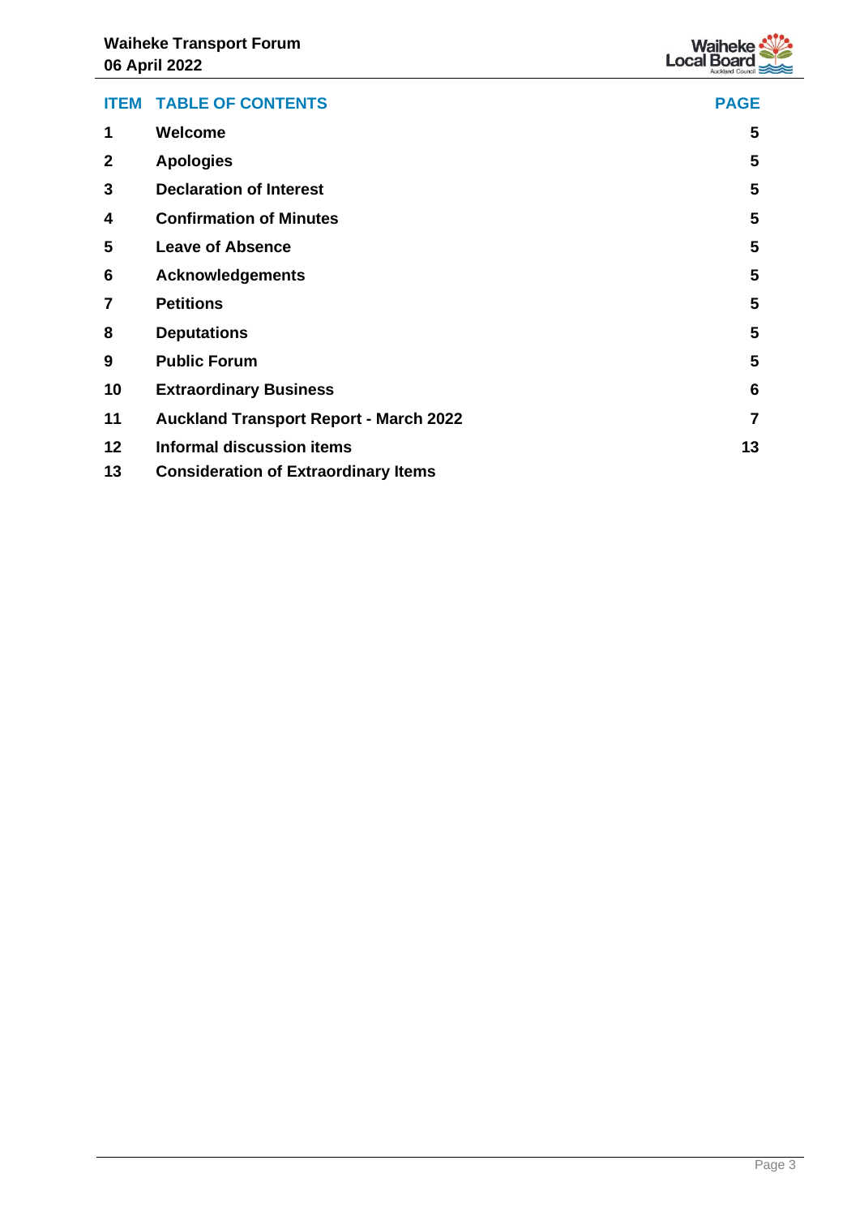| ITEM | TABLE OF CONTENTS | PAGE |
| --- | --- | --- |
| 1 | **Welcome** | 5 |
| 2 | **Apologies** | 5 |
| 3 | **Declaration of Interest** | 5 |
| 4 | **Confirmation of Minutes** | 5 |
| 5 | **Leave of Absence** | 5 |
| 6 | **Acknowledgements** | 5 |
| 7 | **Petitions** | 5 |
| 8 | **Deputations** | 5 |
| 9 | **Public Forum** | 5 |
| 10 | **Extraordinary Business** | 6 |
| 11 | **Auckland Transport Report - March 2022** | 7 |
| 12 | **Informal discussion items** | 13 |
| 13 | **Consideration of Extraordinary Items** | |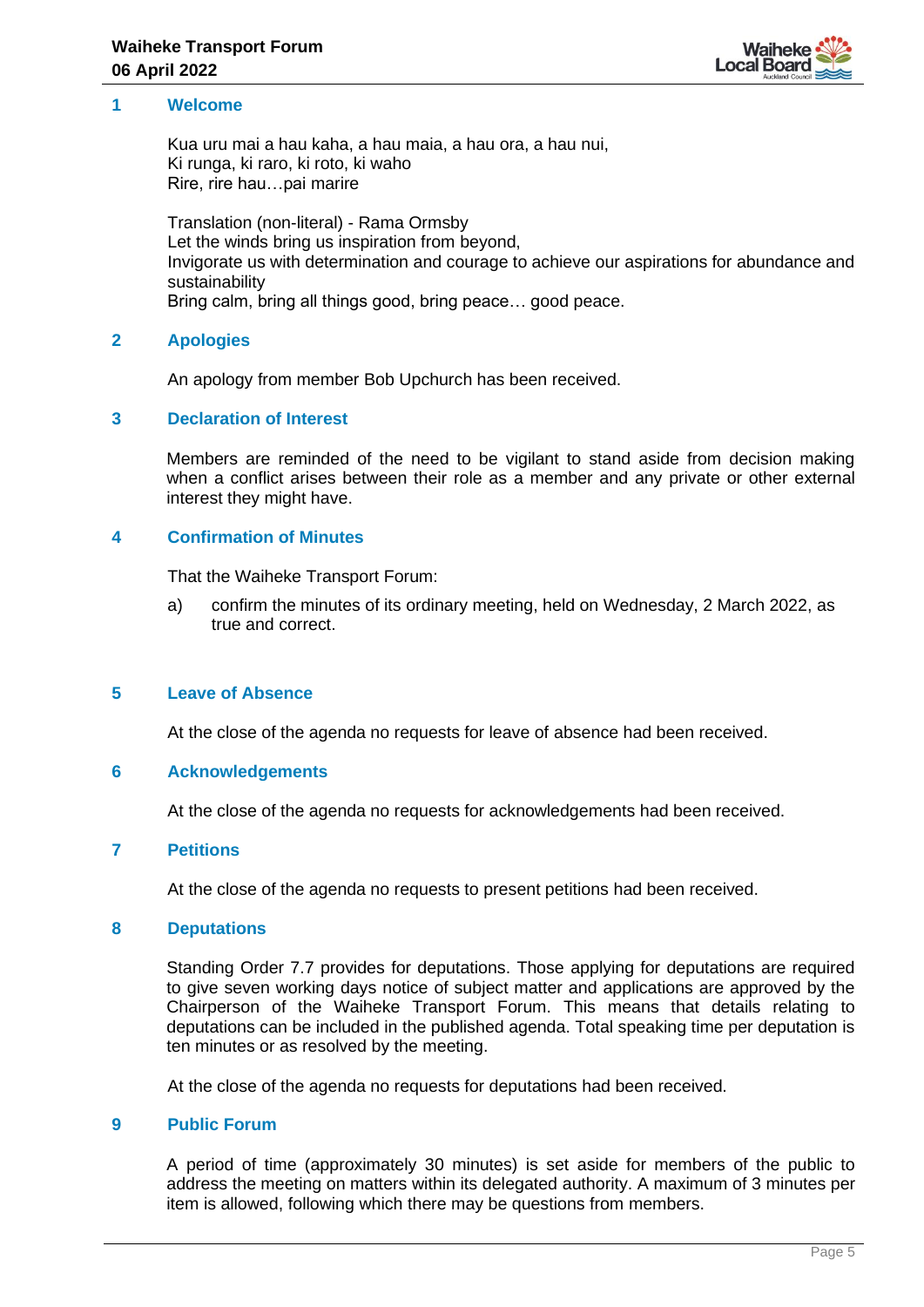## 1 Welcome

Kua uru mai a hau kaha, a hau maia, a hau ora, a hau nui,
Ki runga, ki raro, ki roto, ki waho
Rire, rire hau…pai marire

Translation (non-literal) - Rama Ormsby
Let the winds bring us inspiration from beyond,
Invigorate us with determination and courage to achieve our aspirations for abundance and sustainability
Bring calm, bring all things good, bring peace… good peace.

## 2 Apologies

An apology from member Bob Upchurch has been received.

## 3 Declaration of Interest

Members are reminded of the need to be vigilant to stand aside from decision making when a conflict arises between their role as a member and any private or other external interest they might have.

## 4 Confirmation of Minutes

That the Waiheke Transport Forum:

a) confirm the minutes of its ordinary meeting, held on Wednesday, 2 March 2022, as true and correct.

## 5 Leave of Absence

At the close of the agenda no requests for leave of absence had been received.

## 6 Acknowledgements

At the close of the agenda no requests for acknowledgements had been received.

## 7 Petitions

At the close of the agenda no requests to present petitions had been received.

## 8 Deputations

Standing Order 7.7 provides for deputations. Those applying for deputations are required to give seven working days notice of subject matter and applications are approved by the Chairperson of the Waiheke Transport Forum. This means that details relating to deputations can be included in the published agenda. Total speaking time per deputation is ten minutes or as resolved by the meeting.

At the close of the agenda no requests for deputations had been received.

## 9 Public Forum

A period of time (approximately 30 minutes) is set aside for members of the public to address the meeting on matters within its delegated authority. A maximum of 3 minutes per item is allowed, following which there may be questions from members.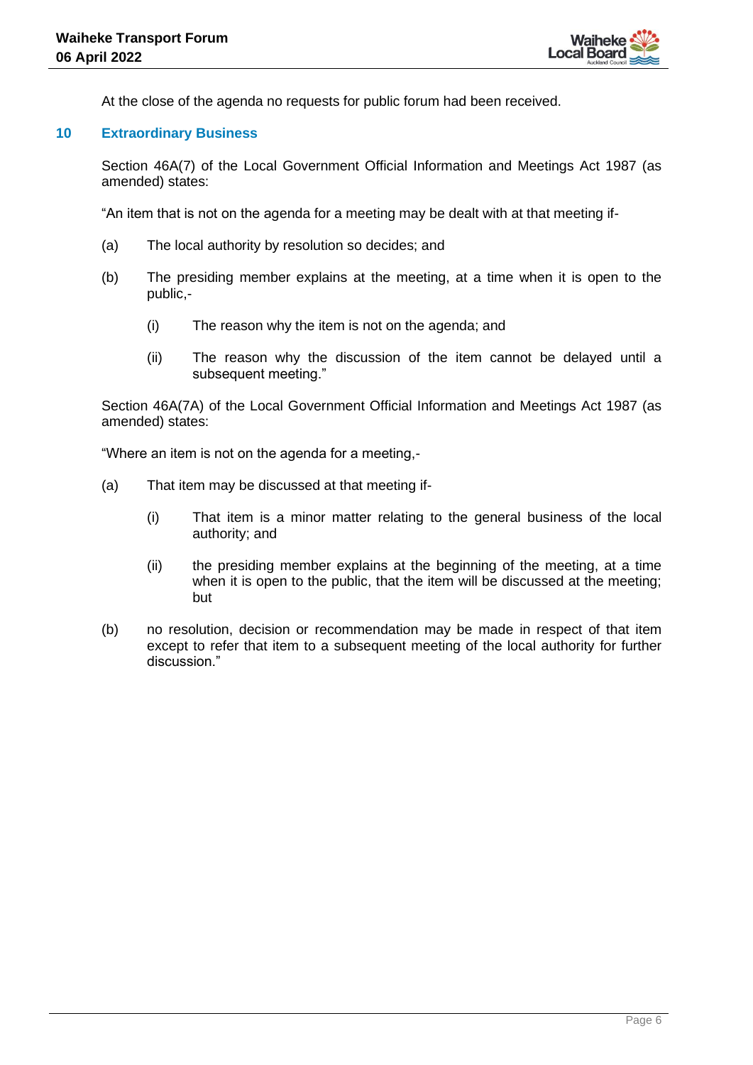At the close of the agenda no requests for public forum had been received.

## 10 Extraordinary Business

Section 46A(7) of the Local Government Official Information and Meetings Act 1987 (as amended) states:

"An item that is not on the agenda for a meeting may be dealt with at that meeting if-

(a) The local authority by resolution so decides; and

(b) The presiding member explains at the meeting, at a time when it is open to the public,-

  (i) The reason why the item is not on the agenda; and

  (ii) The reason why the discussion of the item cannot be delayed until a subsequent meeting."

Section 46A(7A) of the Local Government Official Information and Meetings Act 1987 (as amended) states:

"Where an item is not on the agenda for a meeting,-

(a) That item may be discussed at that meeting if-

  (i) That item is a minor matter relating to the general business of the local authority; and

  (ii) the presiding member explains at the beginning of the meeting, at a time when it is open to the public, that the item will be discussed at the meeting; but

(b) no resolution, decision or recommendation may be made in respect of that item except to refer that item to a subsequent meeting of the local authority for further discussion."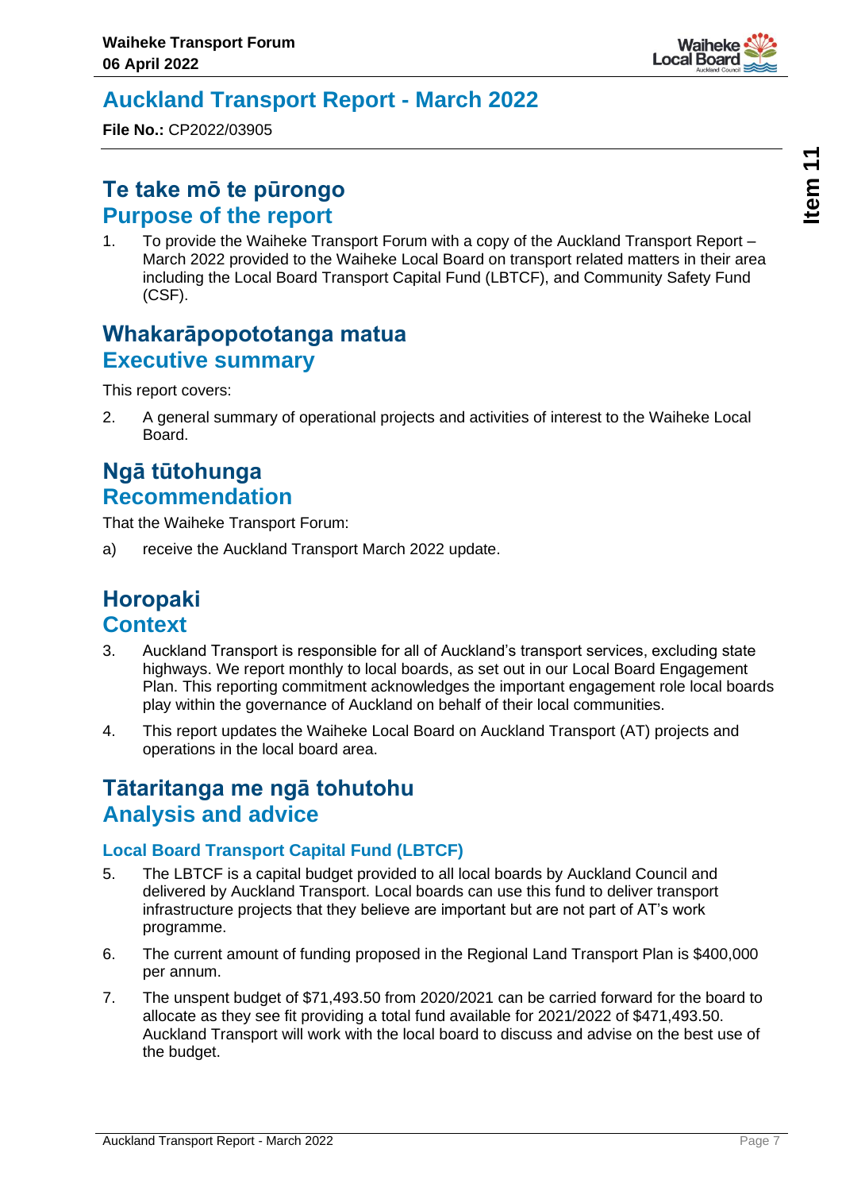# Auckland Transport Report - March 2022

**File No.:** CP2022/03905

## Te take mō te pūrongo
## Purpose of the report

1. To provide the Waiheke Transport Forum with a copy of the Auckland Transport Report – March 2022 provided to the Waiheke Local Board on transport related matters in their area including the Local Board Transport Capital Fund (LBTCF), and Community Safety Fund (CSF).

## Whakarāpopototanga matua
## Executive summary

This report covers:

2. A general summary of operational projects and activities of interest to the Waiheke Local Board.

## Ngā tūtohunga
## Recommendation

That the Waiheke Transport Forum:

a) receive the Auckland Transport March 2022 update.

## Horopaki
## Context

3. Auckland Transport is responsible for all of Auckland's transport services, excluding state highways. We report monthly to local boards, as set out in our Local Board Engagement Plan. This reporting commitment acknowledges the important engagement role local boards play within the governance of Auckland on behalf of their local communities.

4. This report updates the Waiheke Local Board on Auckland Transport (AT) projects and operations in the local board area.

## Tātaritanga me ngā tohutohu
## Analysis and advice

### Local Board Transport Capital Fund (LBTCF)

5. The LBTCF is a capital budget provided to all local boards by Auckland Council and delivered by Auckland Transport. Local boards can use this fund to deliver transport infrastructure projects that they believe are important but are not part of AT's work programme.

6. The current amount of funding proposed in the Regional Land Transport Plan is $400,000 per annum.

7. The unspent budget of $71,493.50 from 2020/2021 can be carried forward for the board to allocate as they see fit providing a total fund available for 2021/2022 of $471,493.50. Auckland Transport will work with the local board to discuss and advise on the best use of the budget.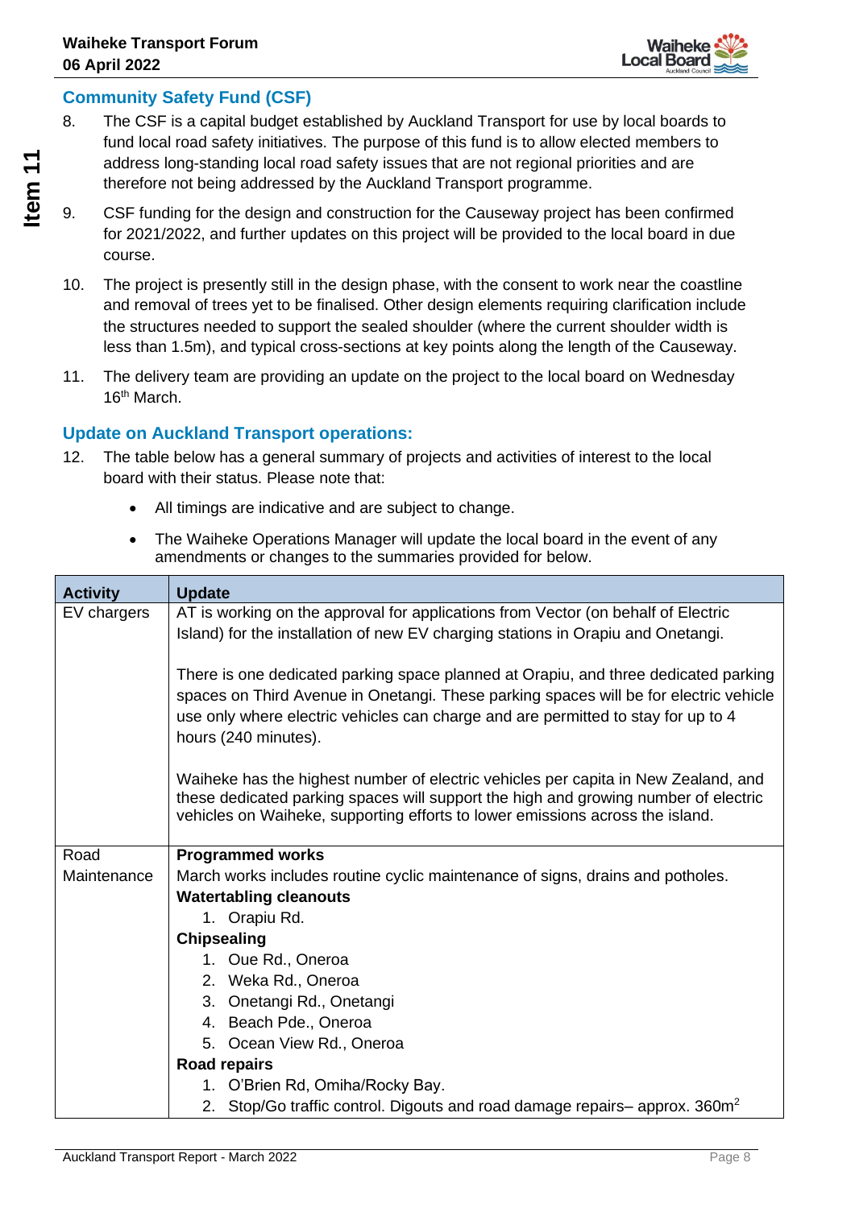## Community Safety Fund (CSF)

8. The CSF is a capital budget established by Auckland Transport for use by local boards to fund local road safety initiatives. The purpose of this fund is to allow elected members to address long-standing local road safety issues that are not regional priorities and are therefore not being addressed by the Auckland Transport programme.

9. CSF funding for the design and construction for the Causeway project has been confirmed for 2021/2022, and further updates on this project will be provided to the local board in due course.

10. The project is presently still in the design phase, with the consent to work near the coastline and removal of trees yet to be finalised. Other design elements requiring clarification include the structures needed to support the sealed shoulder (where the current shoulder width is less than 1.5m), and typical cross-sections at key points along the length of the Causeway.

11. The delivery team are providing an update on the project to the local board on Wednesday 16th March.

## Update on Auckland Transport operations:

12. The table below has a general summary of projects and activities of interest to the local board with their status. Please note that:

    - All timings are indicative and are subject to change.
    - The Waiheke Operations Manager will update the local board in the event of any amendments or changes to the summaries provided for below.

| Activity | Update |
| --- | --- |
| EV chargers | AT is working on the approval for applications from Vector (on behalf of Electric Island) for the installation of new EV charging stations in Orapiu and Onetangi.<br><br>There is one dedicated parking space planned at Orapiu, and three dedicated parking spaces on Third Avenue in Onetangi. These parking spaces will be for electric vehicle use only where electric vehicles can charge and are permitted to stay for up to 4 hours (240 minutes).<br><br>Waiheke has the highest number of electric vehicles per capita in New Zealand, and these dedicated parking spaces will support the high and growing number of electric vehicles on Waiheke, supporting efforts to lower emissions across the island. |
| Road Maintenance | **Programmed works**<br>March works includes routine cyclic maintenance of signs, drains and potholes.<br>**Watertabling cleanouts**<br>1. Orapiu Rd.<br>**Chipsealing**<br>1. Oue Rd., Oneroa<br>2. Weka Rd., Oneroa<br>3. Onetangi Rd., Onetangi<br>4. Beach Pde., Oneroa<br>5. Ocean View Rd., Oneroa<br>**Road repairs**<br>1. O'Brien Rd, Omiha/Rocky Bay.<br>2. Stop/Go traffic control. Digouts and road damage repairs– approx. 360m$^2$ |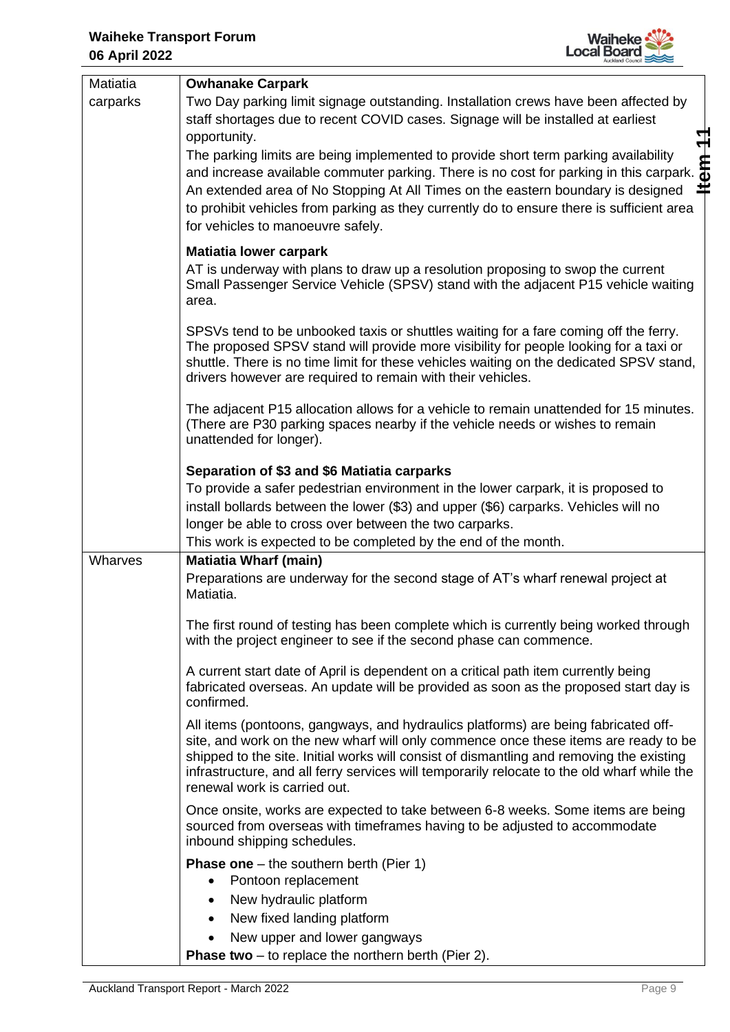| | |
|---|---|
| Matiatia carparks | **Owhanake Carpark**<br>Two Day parking limit signage outstanding. Installation crews have been affected by staff shortages due to recent COVID cases. Signage will be installed at earliest opportunity.<br>The parking limits are being implemented to provide short term parking availability and increase available commuter parking. There is no cost for parking in this carpark. An extended area of No Stopping At All Times on the eastern boundary is designed to prohibit vehicles from parking as they currently do to ensure there is sufficient area for vehicles to manoeuvre safely.<br><br>**Matiatia lower carpark**<br>AT is underway with plans to draw up a resolution proposing to swop the current Small Passenger Service Vehicle (SPSV) stand with the adjacent P15 vehicle waiting area.<br><br>SPSVs tend to be unbooked taxis or shuttles waiting for a fare coming off the ferry. The proposed SPSV stand will provide more visibility for people looking for a taxi or shuttle. There is no time limit for these vehicles waiting on the dedicated SPSV stand, drivers however are required to remain with their vehicles.<br><br>The adjacent P15 allocation allows for a vehicle to remain unattended for 15 minutes. (There are P30 parking spaces nearby if the vehicle needs or wishes to remain unattended for longer).<br><br>**Separation of $3 and $6 Matiatia carparks**<br>To provide a safer pedestrian environment in the lower carpark, it is proposed to install bollards between the lower ($3) and upper ($6) carparks. Vehicles will no longer be able to cross over between the two carparks.<br>This work is expected to be completed by the end of the month. |
| Wharves | **Matiatia Wharf (main)**<br>Preparations are underway for the second stage of AT's wharf renewal project at Matiatia.<br><br>The first round of testing has been complete which is currently being worked through with the project engineer to see if the second phase can commence.<br><br>A current start date of April is dependent on a critical path item currently being fabricated overseas. An update will be provided as soon as the proposed start day is confirmed.<br><br>All items (pontoons, gangways, and hydraulics platforms) are being fabricated off-site, and work on the new wharf will only commence once these items are ready to be shipped to the site. Initial works will consist of dismantling and removing the existing infrastructure, and all ferry services will temporarily relocate to the old wharf while the renewal work is carried out.<br><br>Once onsite, works are expected to take between 6-8 weeks. Some items are being sourced from overseas with timeframes having to be adjusted to accommodate inbound shipping schedules.<br><br>**Phase one** – the southern berth (Pier 1)<br>• Pontoon replacement<br>• New hydraulic platform<br>• New fixed landing platform<br>• New upper and lower gangways<br>**Phase two** – to replace the northern berth (Pier 2). |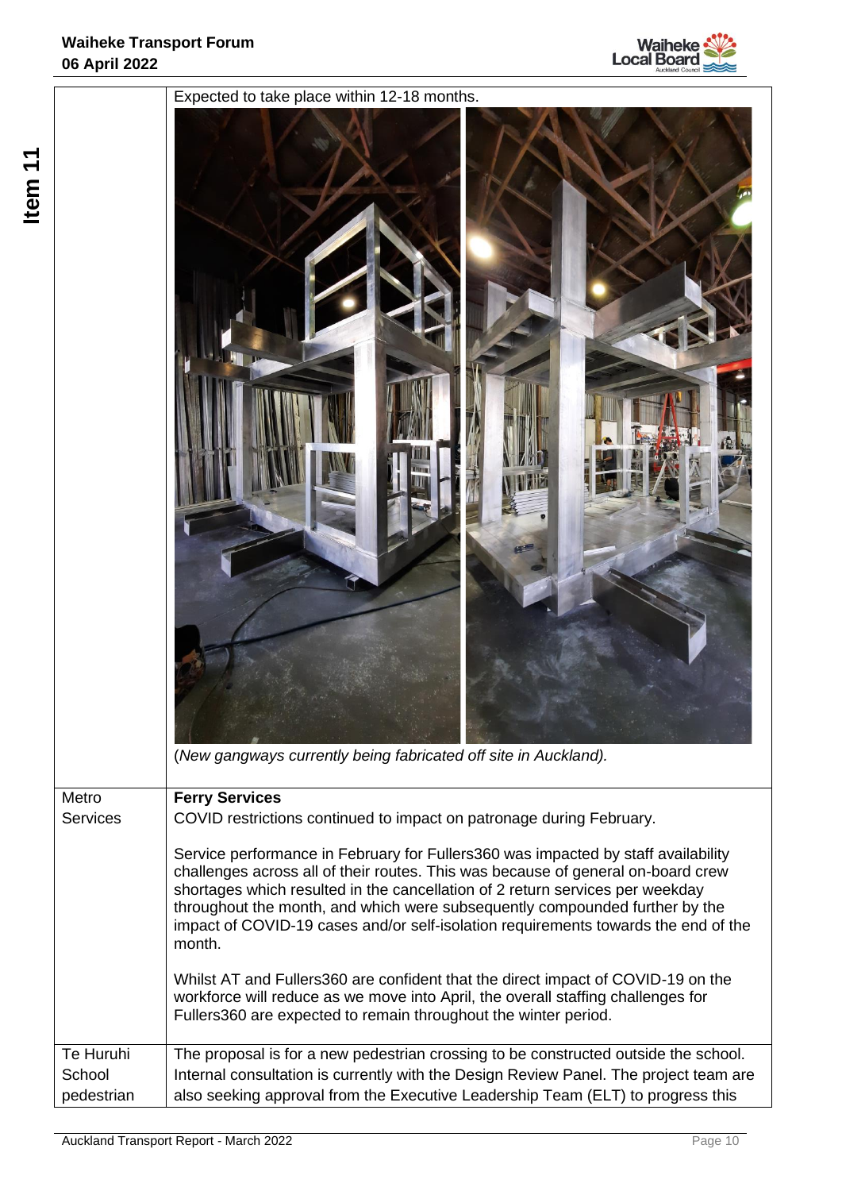| | |
|---|---|
| | Expected to take place within 12-18 months.<br><br>*(New gangways currently being fabricated off site in Auckland).* |
| Metro Services | **Ferry Services**<br>COVID restrictions continued to impact on patronage during February.<br><br>Service performance in February for Fullers360 was impacted by staff availability challenges across all of their routes. This was because of general on-board crew shortages which resulted in the cancellation of 2 return services per weekday throughout the month, and which were subsequently compounded further by the impact of COVID-19 cases and/or self-isolation requirements towards the end of the month.<br><br>Whilst AT and Fullers360 are confident that the direct impact of COVID-19 on the workforce will reduce as we move into April, the overall staffing challenges for Fullers360 are expected to remain throughout the winter period. |
| Te Huruhi School pedestrian | The proposal is for a new pedestrian crossing to be constructed outside the school. Internal consultation is currently with the Design Review Panel. The project team are also seeking approval from the Executive Leadership Team (ELT) to progress this |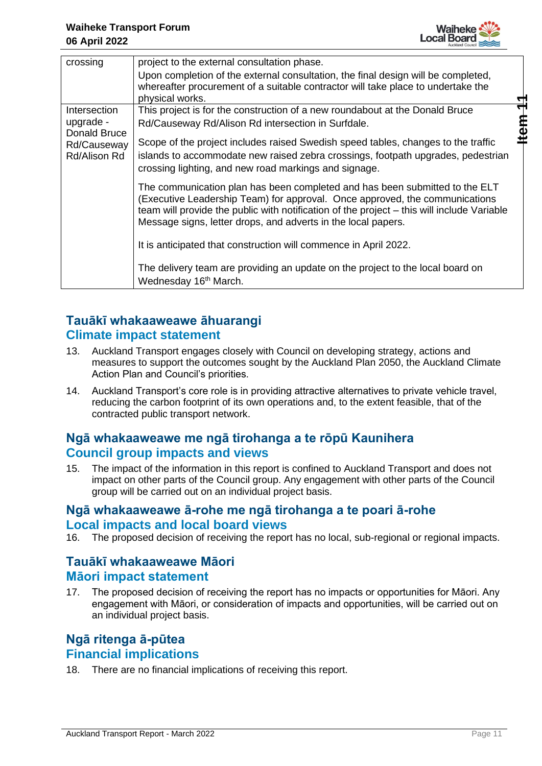| | |
|---|---|
| crossing | project to the external consultation phase.<br>Upon completion of the external consultation, the final design will be completed, whereafter procurement of a suitable contractor will take place to undertake the physical works. |
| Intersection upgrade - Donald Bruce Rd/Causeway Rd/Alison Rd | This project is for the construction of a new roundabout at the Donald Bruce Rd/Causeway Rd/Alison Rd intersection in Surfdale.<br><br>Scope of the project includes raised Swedish speed tables, changes to the traffic islands to accommodate new raised zebra crossings, footpath upgrades, pedestrian crossing lighting, and new road markings and signage.<br><br>The communication plan has been completed and has been submitted to the ELT (Executive Leadership Team) for approval. Once approved, the communications team will provide the public with notification of the project – this will include Variable Message signs, letter drops, and adverts in the local papers.<br><br>It is anticipated that construction will commence in April 2022.<br><br>The delivery team are providing an update on the project to the local board on Wednesday 16th March. |

## Tauākī whakaaweawe āhuarangi
## Climate impact statement

13. Auckland Transport engages closely with Council on developing strategy, actions and measures to support the outcomes sought by the Auckland Plan 2050, the Auckland Climate Action Plan and Council's priorities.

14. Auckland Transport's core role is in providing attractive alternatives to private vehicle travel, reducing the carbon footprint of its own operations and, to the extent feasible, that of the contracted public transport network.

## Ngā whakaaweawe me ngā tirohanga a te rōpū Kaunihera
## Council group impacts and views

15. The impact of the information in this report is confined to Auckland Transport and does not impact on other parts of the Council group. Any engagement with other parts of the Council group will be carried out on an individual project basis.

## Ngā whakaaweawe ā-rohe me ngā tirohanga a te poari ā-rohe
## Local impacts and local board views

16. The proposed decision of receiving the report has no local, sub-regional or regional impacts.

## Tauākī whakaaweawe Māori
## Māori impact statement

17. The proposed decision of receiving the report has no impacts or opportunities for Māori. Any engagement with Māori, or consideration of impacts and opportunities, will be carried out on an individual project basis.

## Ngā ritenga ā-pūtea
## Financial implications

18. There are no financial implications of receiving this report.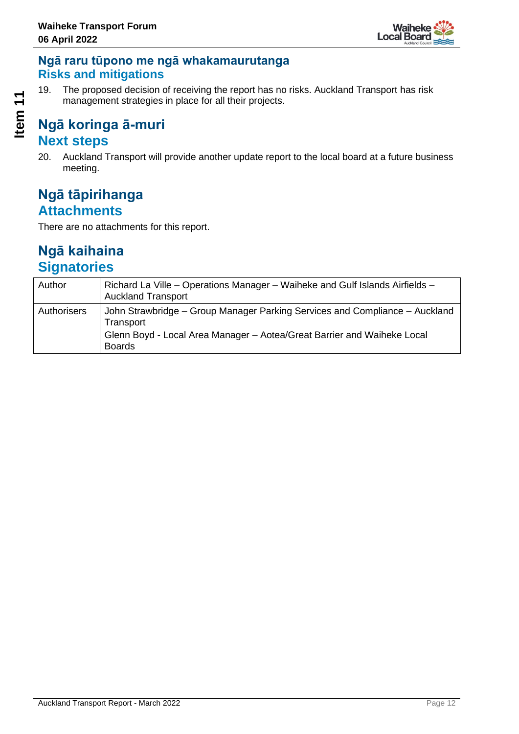## Ngā raru tūpono me ngā whakamaurutanga
### Risks and mitigations

19. The proposed decision of receiving the report has no risks. Auckland Transport has risk management strategies in place for all their projects.

## Ngā koringa ā-muri
### Next steps

20. Auckland Transport will provide another update report to the local board at a future business meeting.

## Ngā tāpirihanga
### Attachments

There are no attachments for this report.

## Ngā kaihaina
### Signatories

| Author | Richard La Ville – Operations Manager – Waiheke and Gulf Islands Airfields – Auckland Transport |
|---|---|
| Authorisers | John Strawbridge – Group Manager Parking Services and Compliance – Auckland Transport<br>Glenn Boyd - Local Area Manager – Aotea/Great Barrier and Waiheke Local Boards |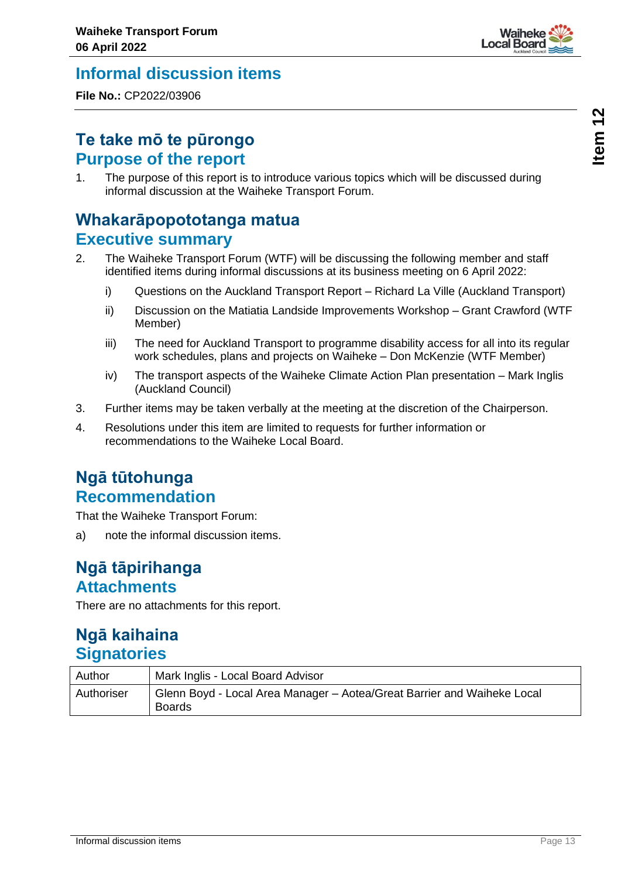# Informal discussion items

**File No.:** CP2022/03906

## Te take mō te pūrongo
## Purpose of the report

1. The purpose of this report is to introduce various topics which will be discussed during informal discussion at the Waiheke Transport Forum.

## Whakarāpopototanga matua
## Executive summary

2. The Waiheke Transport Forum (WTF) will be discussing the following member and staff identified items during informal discussions at its business meeting on 6 April 2022:

   i) Questions on the Auckland Transport Report – Richard La Ville (Auckland Transport)

   ii) Discussion on the Matiatia Landside Improvements Workshop – Grant Crawford (WTF Member)

   iii) The need for Auckland Transport to programme disability access for all into its regular work schedules, plans and projects on Waiheke – Don McKenzie (WTF Member)

   iv) The transport aspects of the Waiheke Climate Action Plan presentation – Mark Inglis (Auckland Council)

3. Further items may be taken verbally at the meeting at the discretion of the Chairperson.

4. Resolutions under this item are limited to requests for further information or recommendations to the Waiheke Local Board.

## Ngā tūtohunga
## Recommendation

That the Waiheke Transport Forum:

a) note the informal discussion items.

## Ngā tāpirihanga
## Attachments

There are no attachments for this report.

## Ngā kaihaina
## Signatories

| | |
|---|---|
| Author | Mark Inglis - Local Board Advisor |
| Authoriser | Glenn Boyd - Local Area Manager – Aotea/Great Barrier and Waiheke Local Boards |